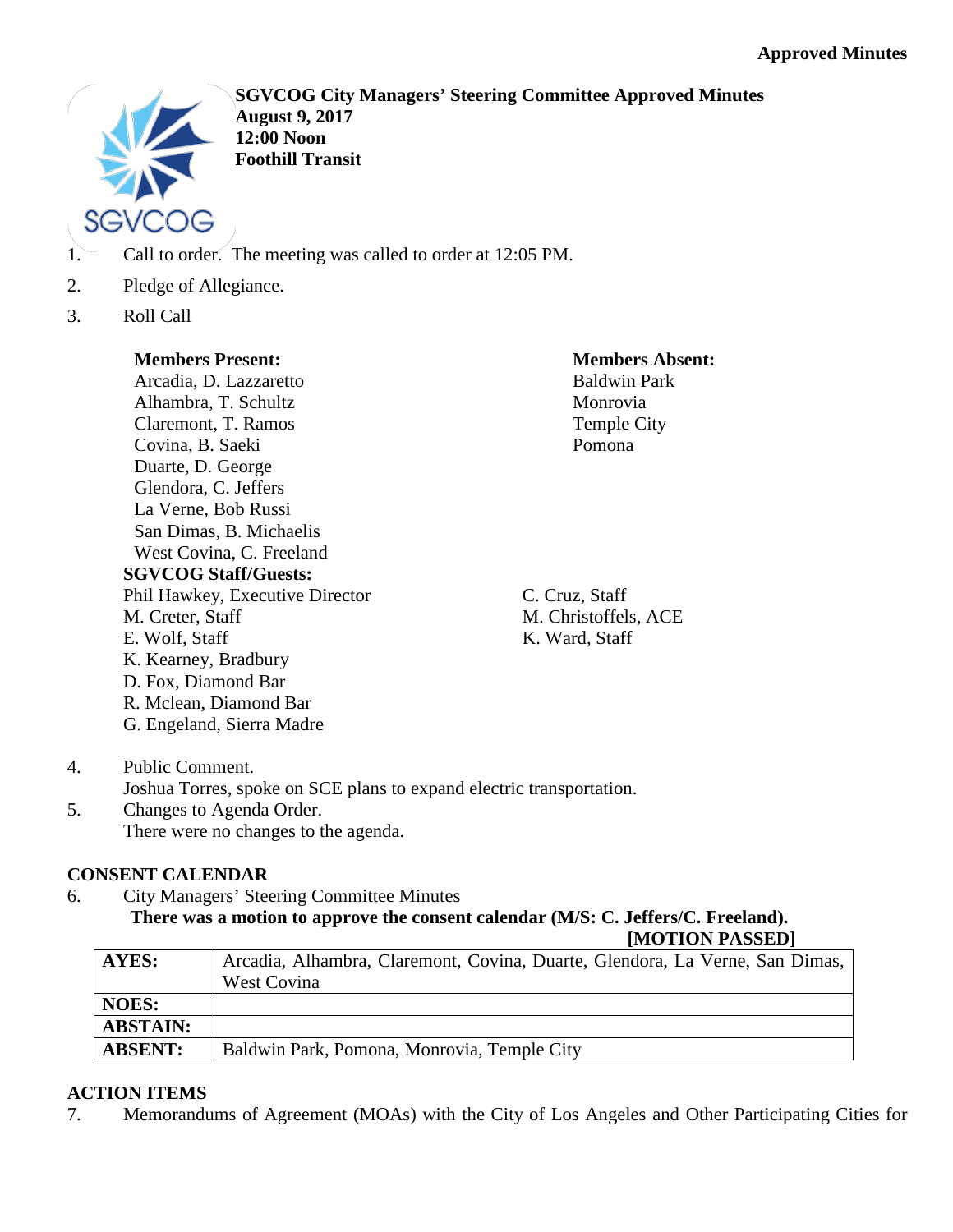**Approved Minutes**

**SGVCOG City Managers' Steering Committee Approved Minutes**
**August 9, 2017**
**12:00 Noon**
**Foothill Transit**

1. Call to order. The meeting was called to order at 12:05 PM.
2. Pledge of Allegiance.
3. Roll Call

**Members Present:**
Arcadia, D. Lazzaretto
Alhambra, T. Schultz
Claremont, T. Ramos
Covina, B. Saeki
Duarte, D. George
Glendora, C. Jeffers
La Verne, Bob Russi
San Dimas, B. Michaelis
West Covina, C. Freeland

**Members Absent:**
Baldwin Park
Monrovia
Temple City
Pomona

**SGVCOG Staff/Guests:**
Phil Hawkey, Executive Director
M. Creter, Staff
E. Wolf, Staff
K. Kearney, Bradbury
D. Fox, Diamond Bar
R. Mclean, Diamond Bar
G. Engeland, Sierra Madre
C. Cruz, Staff
M. Christoffels, ACE
K. Ward, Staff

4. Public Comment.
   Joshua Torres, spoke on SCE plans to expand electric transportation.
5. Changes to Agenda Order.
   There were no changes to the agenda.

## CONSENT CALENDAR

6. City Managers' Steering Committee Minutes
   **There was a motion to approve the consent calendar (M/S: C. Jeffers/C. Freeland).**
   **[MOTION PASSED]**

| | |
|---|---|
| **AYES:** | Arcadia, Alhambra, Claremont, Covina, Duarte, Glendora, La Verne, San Dimas, West Covina |
| **NOES:** | |
| **ABSTAIN:** | |
| **ABSENT:** | Baldwin Park, Pomona, Monrovia, Temple City |

## ACTION ITEMS

7. Memorandums of Agreement (MOAs) with the City of Los Angeles and Other Participating Cities for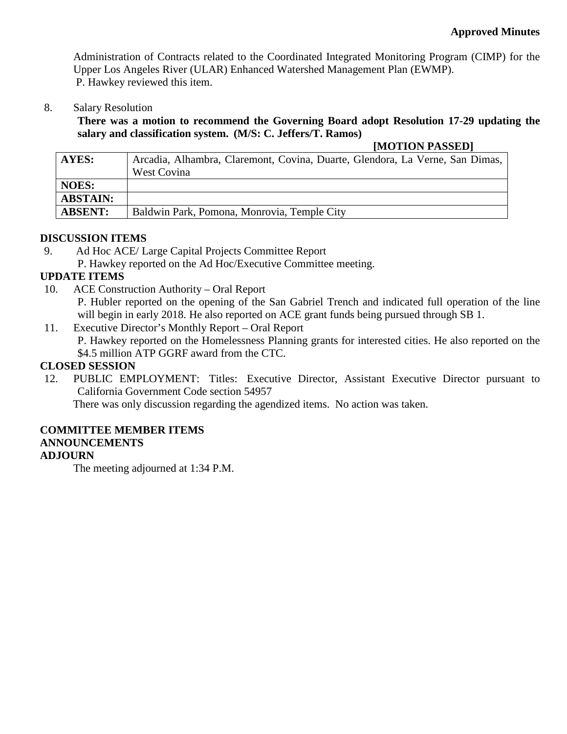Administration of Contracts related to the Coordinated Integrated Monitoring Program (CIMP) for the Upper Los Angeles River (ULAR) Enhanced Watershed Management Plan (EWMP).
P. Hawkey reviewed this item.

8. Salary Resolution
**There was a motion to recommend the Governing Board adopt Resolution 17-29 updating the salary and classification system. (M/S: C. Jeffers/T. Ramos)**
**[MOTION PASSED]**

| | |
|---|---|
| **AYES:** | Arcadia, Alhambra, Claremont, Covina, Duarte, Glendora, La Verne, San Dimas, West Covina |
| **NOES:** | |
| **ABSTAIN:** | |
| **ABSENT:** | Baldwin Park, Pomona, Monrovia, Temple City |

**DISCUSSION ITEMS**

9. Ad Hoc ACE/ Large Capital Projects Committee Report
P. Hawkey reported on the Ad Hoc/Executive Committee meeting.

**UPDATE ITEMS**

10. ACE Construction Authority – Oral Report
P. Hubler reported on the opening of the San Gabriel Trench and indicated full operation of the line will begin in early 2018. He also reported on ACE grant funds being pursued through SB 1.

11. Executive Director's Monthly Report – Oral Report
P. Hawkey reported on the Homelessness Planning grants for interested cities. He also reported on the $4.5 million ATP GGRF award from the CTC.

**CLOSED SESSION**

12. PUBLIC EMPLOYMENT: Titles: Executive Director, Assistant Executive Director pursuant to California Government Code section 54957
There was only discussion regarding the agendized items. No action was taken.

**COMMITTEE MEMBER ITEMS**

**ANNOUNCEMENTS**

**ADJOURN**

The meeting adjourned at 1:34 P.M.